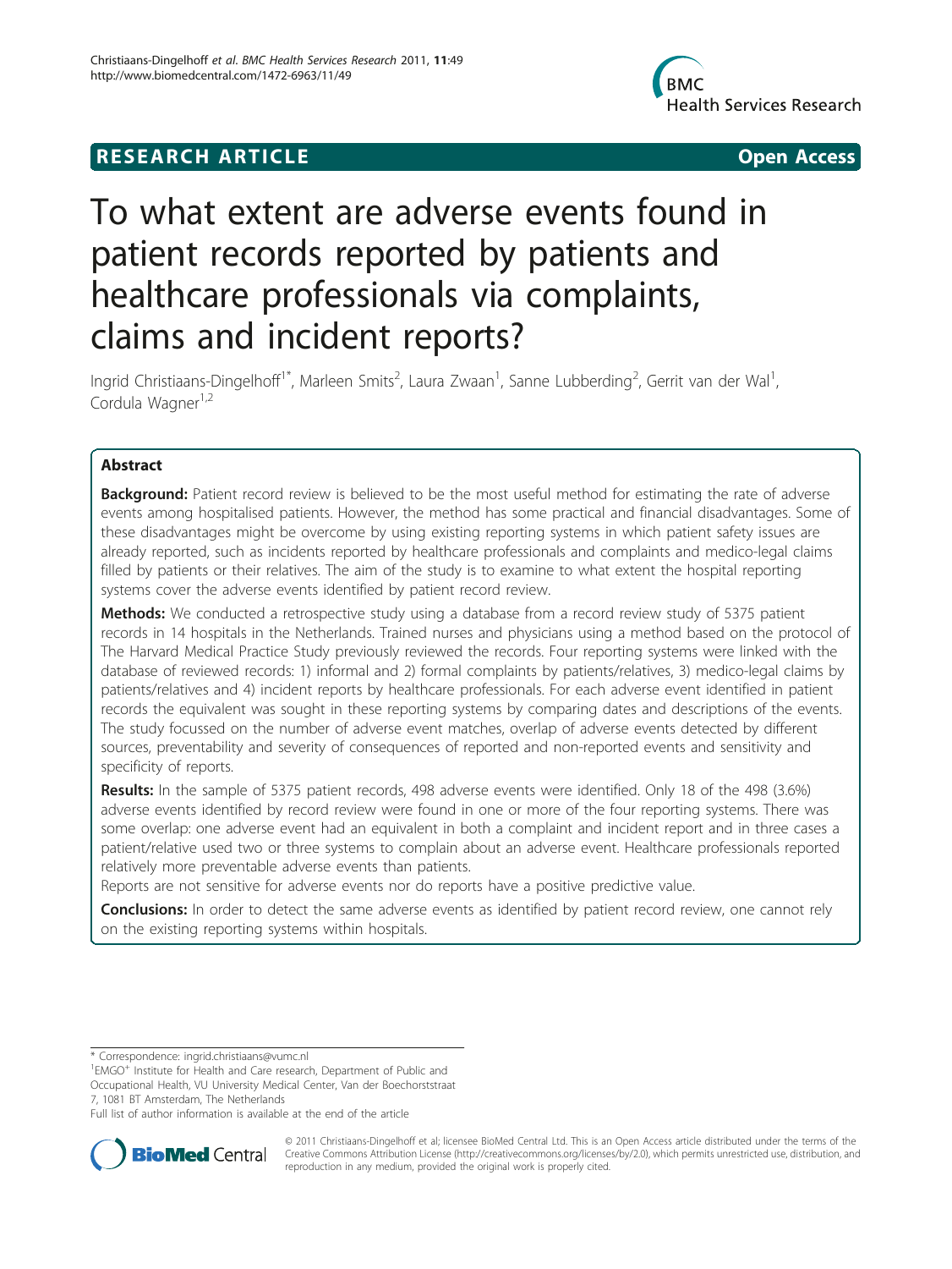RESEARCH ARTICLE Open Access

# To what extent are adverse events found in patient records reported by patients and healthcare professionals via complaints, claims and incident reports?

Ingrid Christiaans-Dingelhoff[1*], Marleen Smits[2], Laura Zwaan[1], Sanne Lubberding[2], Gerrit van der Wal[1], Cordula Wagner[1,2]

## Abstract

**Background:** Patient record review is believed to be the most useful method for estimating the rate of adverse events among hospitalised patients. However, the method has some practical and financial disadvantages. Some of these disadvantages might be overcome by using existing reporting systems in which patient safety issues are already reported, such as incidents reported by healthcare professionals and complaints and medico-legal claims filled by patients or their relatives. The aim of the study is to examine to what extent the hospital reporting systems cover the adverse events identified by patient record review.

**Methods:** We conducted a retrospective study using a database from a record review study of 5375 patient records in 14 hospitals in the Netherlands. Trained nurses and physicians using a method based on the protocol of The Harvard Medical Practice Study previously reviewed the records. Four reporting systems were linked with the database of reviewed records: 1) informal and 2) formal complaints by patients/relatives, 3) medico-legal claims by patients/relatives and 4) incident reports by healthcare professionals. For each adverse event identified in patient records the equivalent was sought in these reporting systems by comparing dates and descriptions of the events. The study focussed on the number of adverse event matches, overlap of adverse events detected by different sources, preventability and severity of consequences of reported and non-reported events and sensitivity and specificity of reports.

**Results:** In the sample of 5375 patient records, 498 adverse events were identified. Only 18 of the 498 (3.6%) adverse events identified by record review were found in one or more of the four reporting systems. There was some overlap: one adverse event had an equivalent in both a complaint and incident report and in three cases a patient/relative used two or three systems to complain about an adverse event. Healthcare professionals reported relatively more preventable adverse events than patients.

Reports are not sensitive for adverse events nor do reports have a positive predictive value.

**Conclusions:** In order to detect the same adverse events as identified by patient record review, one cannot rely on the existing reporting systems within hospitals.

\* Correspondence: ingrid.christiaans@vumc.nl

[1]EMGO[+] Institute for Health and Care research, Department of Public and Occupational Health, VU University Medical Center, Van der Boechorststraat 7, 1081 BT Amsterdam, The Netherlands

Full list of author information is available at the end of the article

© 2011 Christiaans-Dingelhoff et al; licensee BioMed Central Ltd. This is an Open Access article distributed under the terms of the Creative Commons Attribution License (http://creativecommons.org/licenses/by/2.0), which permits unrestricted use, distribution, and reproduction in any medium, provided the original work is properly cited.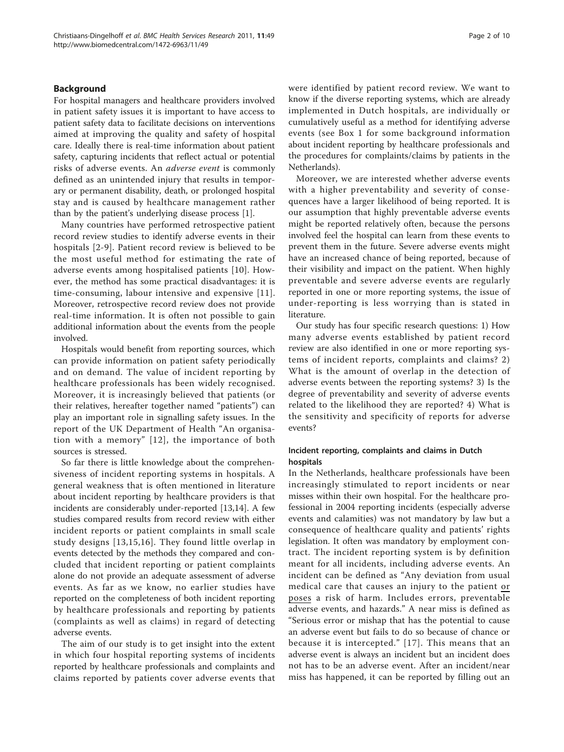## Background

For hospital managers and healthcare providers involved in patient safety issues it is important to have access to patient safety data to facilitate decisions on interventions aimed at improving the quality and safety of hospital care. Ideally there is real-time information about patient safety, capturing incidents that reflect actual or potential risks of adverse events. An *adverse event* is commonly defined as an unintended injury that results in temporary or permanent disability, death, or prolonged hospital stay and is caused by healthcare management rather than by the patient's underlying disease process [1].

Many countries have performed retrospective patient record review studies to identify adverse events in their hospitals [2-9]. Patient record review is believed to be the most useful method for estimating the rate of adverse events among hospitalised patients [10]. However, the method has some practical disadvantages: it is time-consuming, labour intensive and expensive [11]. Moreover, retrospective record review does not provide real-time information. It is often not possible to gain additional information about the events from the people involved.

Hospitals would benefit from reporting sources, which can provide information on patient safety periodically and on demand. The value of incident reporting by healthcare professionals has been widely recognised. Moreover, it is increasingly believed that patients (or their relatives, hereafter together named "patients") can play an important role in signalling safety issues. In the report of the UK Department of Health "An organisation with a memory" [12], the importance of both sources is stressed.

So far there is little knowledge about the comprehensiveness of incident reporting systems in hospitals. A general weakness that is often mentioned in literature about incident reporting by healthcare providers is that incidents are considerably under-reported [13,14]. A few studies compared results from record review with either incident reports or patient complaints in small scale study designs [13,15,16]. They found little overlap in events detected by the methods they compared and concluded that incident reporting or patient complaints alone do not provide an adequate assessment of adverse events. As far as we know, no earlier studies have reported on the completeness of both incident reporting by healthcare professionals and reporting by patients (complaints as well as claims) in regard of detecting adverse events.

The aim of our study is to get insight into the extent in which four hospital reporting systems of incidents reported by healthcare professionals and complaints and claims reported by patients cover adverse events that were identified by patient record review. We want to know if the diverse reporting systems, which are already implemented in Dutch hospitals, are individually or cumulatively useful as a method for identifying adverse events (see Box 1 for some background information about incident reporting by healthcare professionals and the procedures for complaints/claims by patients in the Netherlands).

Moreover, we are interested whether adverse events with a higher preventability and severity of consequences have a larger likelihood of being reported. It is our assumption that highly preventable adverse events might be reported relatively often, because the persons involved feel the hospital can learn from these events to prevent them in the future. Severe adverse events might have an increased chance of being reported, because of their visibility and impact on the patient. When highly preventable and severe adverse events are regularly reported in one or more reporting systems, the issue of under-reporting is less worrying than is stated in literature.

Our study has four specific research questions: 1) How many adverse events established by patient record review are also identified in one or more reporting systems of incident reports, complaints and claims? 2) What is the amount of overlap in the detection of adverse events between the reporting systems? 3) Is the degree of preventability and severity of adverse events related to the likelihood they are reported? 4) What is the sensitivity and specificity of reports for adverse events?

### Incident reporting, complaints and claims in Dutch hospitals

In the Netherlands, healthcare professionals have been increasingly stimulated to report incidents or near misses within their own hospital. For the healthcare professional in 2004 reporting incidents (especially adverse events and calamities) was not mandatory by law but a consequence of healthcare quality and patients' rights legislation. It often was mandatory by employment contract. The incident reporting system is by definition meant for all incidents, including adverse events. An incident can be defined as "Any deviation from usual medical care that causes an injury to the patient <u>or poses</u> a risk of harm. Includes errors, preventable adverse events, and hazards." A near miss is defined as "Serious error or mishap that has the potential to cause an adverse event but fails to do so because of chance or because it is intercepted." [17]. This means that an adverse event is always an incident but an incident does not has to be an adverse event. After an incident/near miss has happened, it can be reported by filling out an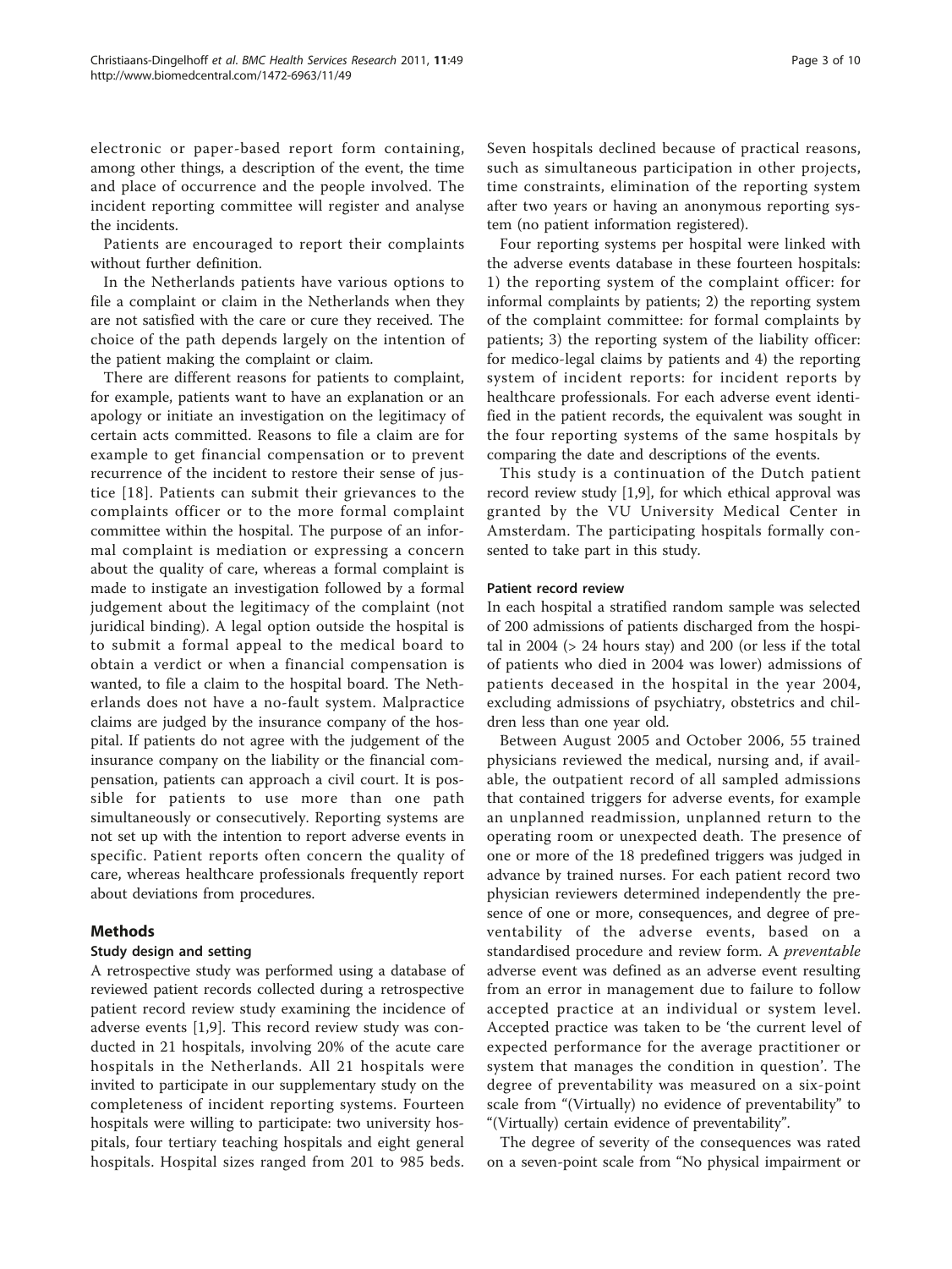electronic or paper-based report form containing, among other things, a description of the event, the time and place of occurrence and the people involved. The incident reporting committee will register and analyse the incidents.

Patients are encouraged to report their complaints without further definition.

In the Netherlands patients have various options to file a complaint or claim in the Netherlands when they are not satisfied with the care or cure they received. The choice of the path depends largely on the intention of the patient making the complaint or claim.

There are different reasons for patients to complaint, for example, patients want to have an explanation or an apology or initiate an investigation on the legitimacy of certain acts committed. Reasons to file a claim are for example to get financial compensation or to prevent recurrence of the incident to restore their sense of justice [18]. Patients can submit their grievances to the complaints officer or to the more formal complaint committee within the hospital. The purpose of an informal complaint is mediation or expressing a concern about the quality of care, whereas a formal complaint is made to instigate an investigation followed by a formal judgement about the legitimacy of the complaint (not juridical binding). A legal option outside the hospital is to submit a formal appeal to the medical board to obtain a verdict or when a financial compensation is wanted, to file a claim to the hospital board. The Netherlands does not have a no-fault system. Malpractice claims are judged by the insurance company of the hospital. If patients do not agree with the judgement of the insurance company on the liability or the financial compensation, patients can approach a civil court. It is possible for patients to use more than one path simultaneously or consecutively. Reporting systems are not set up with the intention to report adverse events in specific. Patient reports often concern the quality of care, whereas healthcare professionals frequently report about deviations from procedures.

## Methods

### Study design and setting

A retrospective study was performed using a database of reviewed patient records collected during a retrospective patient record review study examining the incidence of adverse events [1,9]. This record review study was conducted in 21 hospitals, involving 20% of the acute care hospitals in the Netherlands. All 21 hospitals were invited to participate in our supplementary study on the completeness of incident reporting systems. Fourteen hospitals were willing to participate: two university hospitals, four tertiary teaching hospitals and eight general hospitals. Hospital sizes ranged from 201 to 985 beds. Seven hospitals declined because of practical reasons, such as simultaneous participation in other projects, time constraints, elimination of the reporting system after two years or having an anonymous reporting system (no patient information registered).

Four reporting systems per hospital were linked with the adverse events database in these fourteen hospitals: 1) the reporting system of the complaint officer: for informal complaints by patients; 2) the reporting system of the complaint committee: for formal complaints by patients; 3) the reporting system of the liability officer: for medico-legal claims by patients and 4) the reporting system of incident reports: for incident reports by healthcare professionals. For each adverse event identified in the patient records, the equivalent was sought in the four reporting systems of the same hospitals by comparing the date and descriptions of the events.

This study is a continuation of the Dutch patient record review study [1,9], for which ethical approval was granted by the VU University Medical Center in Amsterdam. The participating hospitals formally consented to take part in this study.

### Patient record review

In each hospital a stratified random sample was selected of 200 admissions of patients discharged from the hospital in 2004 (> 24 hours stay) and 200 (or less if the total of patients who died in 2004 was lower) admissions of patients deceased in the hospital in the year 2004, excluding admissions of psychiatry, obstetrics and children less than one year old.

Between August 2005 and October 2006, 55 trained physicians reviewed the medical, nursing and, if available, the outpatient record of all sampled admissions that contained triggers for adverse events, for example an unplanned readmission, unplanned return to the operating room or unexpected death. The presence of one or more of the 18 predefined triggers was judged in advance by trained nurses. For each patient record two physician reviewers determined independently the presence of one or more, consequences, and degree of preventability of the adverse events, based on a standardised procedure and review form. A *preventable* adverse event was defined as an adverse event resulting from an error in management due to failure to follow accepted practice at an individual or system level. Accepted practice was taken to be 'the current level of expected performance for the average practitioner or system that manages the condition in question'. The degree of preventability was measured on a six-point scale from "(Virtually) no evidence of preventability" to "(Virtually) certain evidence of preventability".

The degree of severity of the consequences was rated on a seven-point scale from "No physical impairment or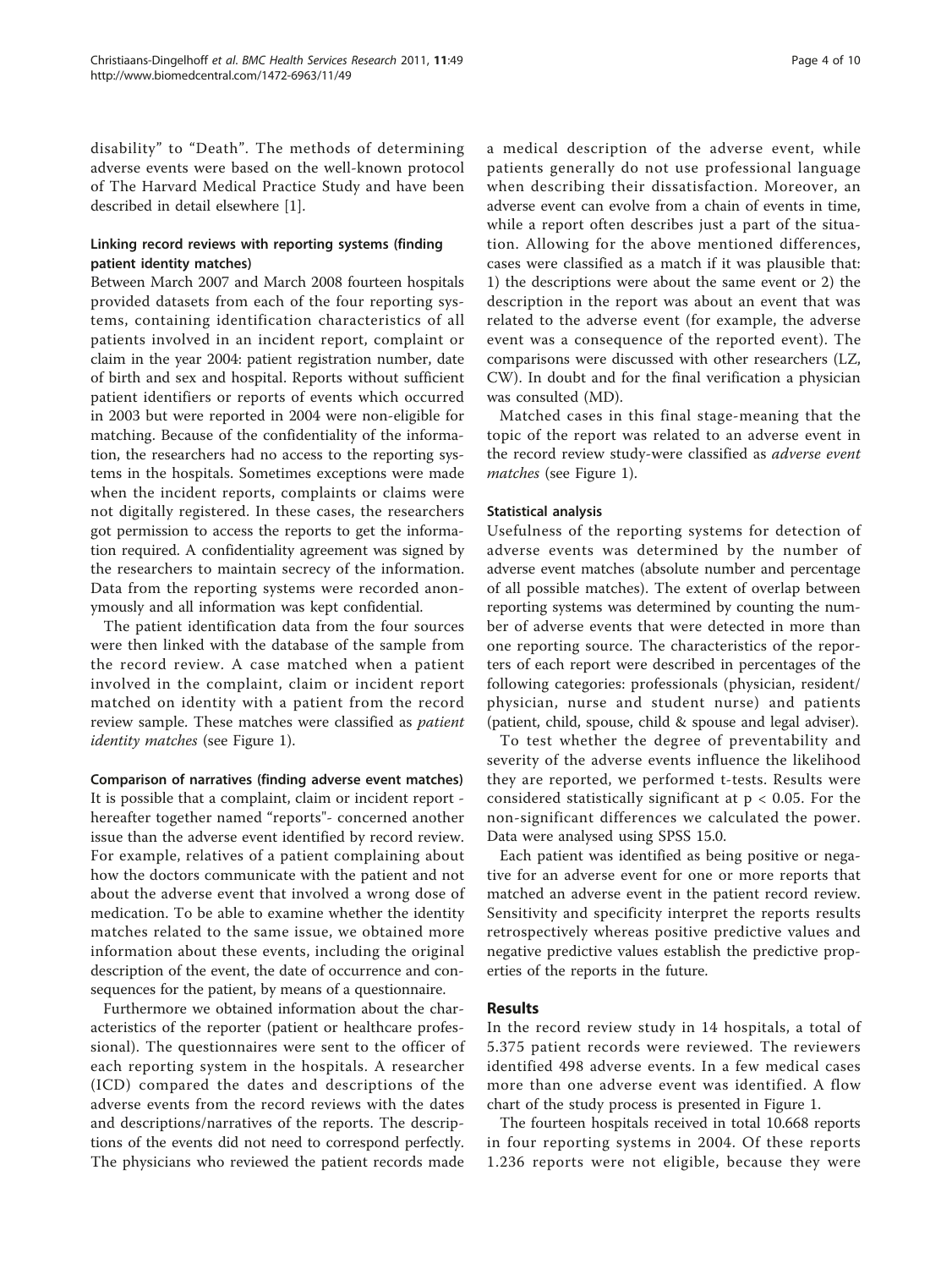disability" to "Death". The methods of determining adverse events were based on the well-known protocol of The Harvard Medical Practice Study and have been described in detail elsewhere [1].

#### Linking record reviews with reporting systems (finding patient identity matches)

Between March 2007 and March 2008 fourteen hospitals provided datasets from each of the four reporting systems, containing identification characteristics of all patients involved in an incident report, complaint or claim in the year 2004: patient registration number, date of birth and sex and hospital. Reports without sufficient patient identifiers or reports of events which occurred in 2003 but were reported in 2004 were non-eligible for matching. Because of the confidentiality of the information, the researchers had no access to the reporting systems in the hospitals. Sometimes exceptions were made when the incident reports, complaints or claims were not digitally registered. In these cases, the researchers got permission to access the reports to get the information required. A confidentiality agreement was signed by the researchers to maintain secrecy of the information. Data from the reporting systems were recorded anonymously and all information was kept confidential.

The patient identification data from the four sources were then linked with the database of the sample from the record review. A case matched when a patient involved in the complaint, claim or incident report matched on identity with a patient from the record review sample. These matches were classified as *patient identity matches* (see Figure 1).

#### Comparison of narratives (finding adverse event matches)

It is possible that a complaint, claim or incident report - hereafter together named "reports"- concerned another issue than the adverse event identified by record review. For example, relatives of a patient complaining about how the doctors communicate with the patient and not about the adverse event that involved a wrong dose of medication. To be able to examine whether the identity matches related to the same issue, we obtained more information about these events, including the original description of the event, the date of occurrence and consequences for the patient, by means of a questionnaire.

Furthermore we obtained information about the characteristics of the reporter (patient or healthcare professional). The questionnaires were sent to the officer of each reporting system in the hospitals. A researcher (ICD) compared the dates and descriptions of the adverse events from the record reviews with the dates and descriptions/narratives of the reports. The descriptions of the events did not need to correspond perfectly. The physicians who reviewed the patient records made a medical description of the adverse event, while patients generally do not use professional language when describing their dissatisfaction. Moreover, an adverse event can evolve from a chain of events in time, while a report often describes just a part of the situation. Allowing for the above mentioned differences, cases were classified as a match if it was plausible that: 1) the descriptions were about the same event or 2) the description in the report was about an event that was related to the adverse event (for example, the adverse event was a consequence of the reported event). The comparisons were discussed with other researchers (LZ, CW). In doubt and for the final verification a physician was consulted (MD).

Matched cases in this final stage-meaning that the topic of the report was related to an adverse event in the record review study-were classified as *adverse event matches* (see Figure 1).

#### Statistical analysis

Usefulness of the reporting systems for detection of adverse events was determined by the number of adverse event matches (absolute number and percentage of all possible matches). The extent of overlap between reporting systems was determined by counting the number of adverse events that were detected in more than one reporting source. The characteristics of the reporters of each report were described in percentages of the following categories: professionals (physician, resident/physician, nurse and student nurse) and patients (patient, child, spouse, child & spouse and legal adviser).

To test whether the degree of preventability and severity of the adverse events influence the likelihood they are reported, we performed t-tests. Results were considered statistically significant at $p < 0.05$. For the non-significant differences we calculated the power. Data were analysed using SPSS 15.0.

Each patient was identified as being positive or negative for an adverse event for one or more reports that matched an adverse event in the patient record review. Sensitivity and specificity interpret the reports results retrospectively whereas positive predictive values and negative predictive values establish the predictive properties of the reports in the future.

## Results

In the record review study in 14 hospitals, a total of 5.375 patient records were reviewed. The reviewers identified 498 adverse events. In a few medical cases more than one adverse event was identified. A flow chart of the study process is presented in Figure 1.

The fourteen hospitals received in total 10.668 reports in four reporting systems in 2004. Of these reports 1.236 reports were not eligible, because they were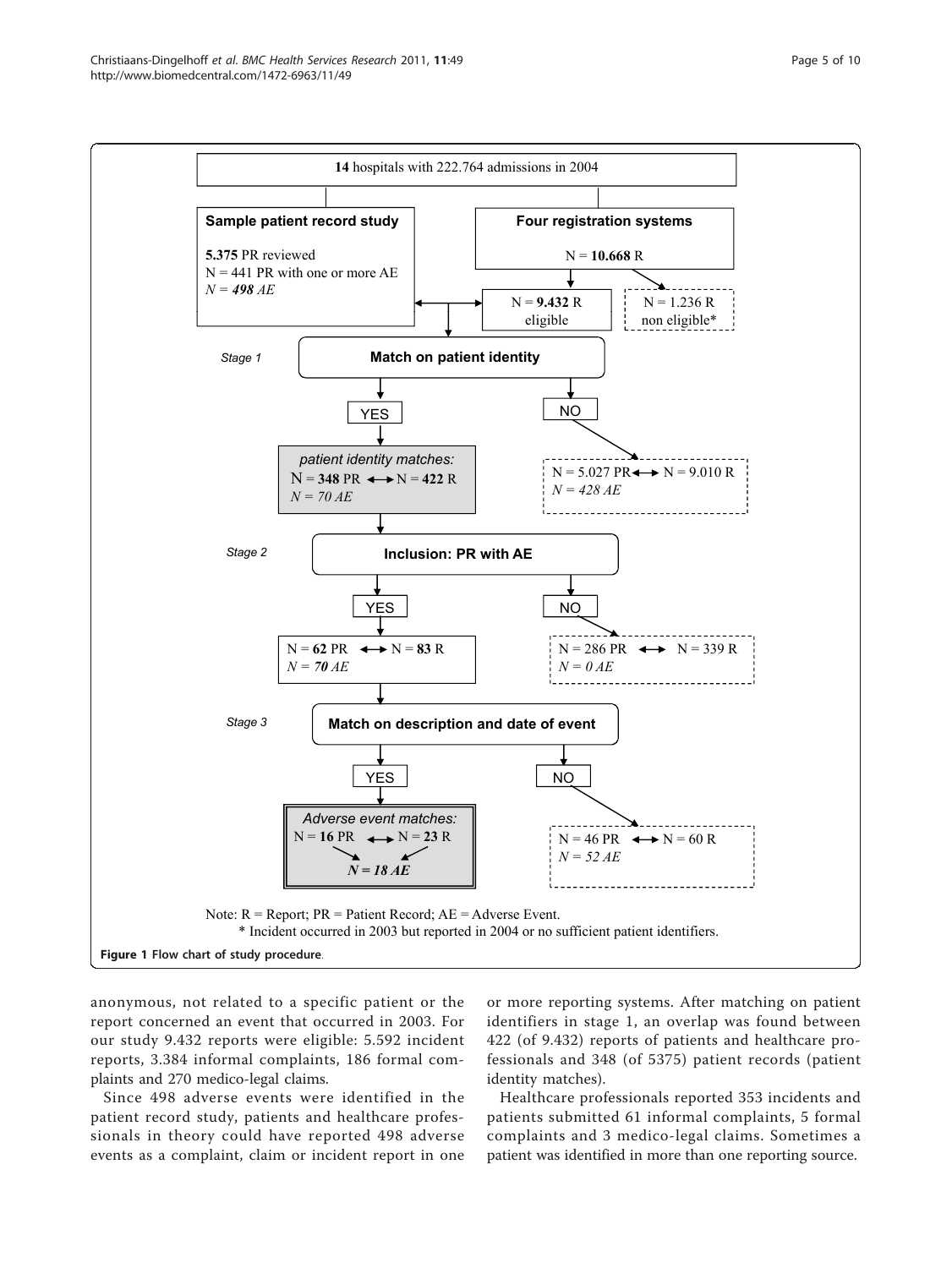**14** hospitals with 222.764 admissions in 2004

**Sample patient record study**

**5.375** PR reviewed
N = 441 PR with one or more AE
*N = **498** AE*

**Four registration systems**

N = **10.668** R

N = **9.432** R eligible

N = 1.236 R non eligible*

*Stage 1* — **Match on patient identity**

YES: *patient identity matches:* N = **348** PR ↔ N = **422** R, *N = 70 AE*

NO: N = 5.027 PR ↔ N = 9.010 R, *N = 428 AE*

*Stage 2* — **Inclusion: PR with AE**

YES: N = **62** PR ↔ N = **83** R, *N = **70** AE*

NO: N = 286 PR ↔ N = 339 R, *N = 0 AE*

*Stage 3* — **Match on description and date of event**

YES: *Adverse event matches:* N = **16** PR ↔ N = **23** R, ***N = 18 AE***

NO: N = 46 PR ↔ N = 60 R, *N = 52 AE*

Note: R = Report; PR = Patient Record; AE = Adverse Event.
\* Incident occurred in 2003 but reported in 2004 or no sufficient patient identifiers.

**Figure 1 Flow chart of study procedure**.

anonymous, not related to a specific patient or the report concerned an event that occurred in 2003. For our study 9.432 reports were eligible: 5.592 incident reports, 3.384 informal complaints, 186 formal complaints and 270 medico-legal claims.

Since 498 adverse events were identified in the patient record study, patients and healthcare professionals in theory could have reported 498 adverse events as a complaint, claim or incident report in one or more reporting systems. After matching on patient identifiers in stage 1, an overlap was found between 422 (of 9.432) reports of patients and healthcare professionals and 348 (of 5375) patient records (patient identity matches).

Healthcare professionals reported 353 incidents and patients submitted 61 informal complaints, 5 formal complaints and 3 medico-legal claims. Sometimes a patient was identified in more than one reporting source.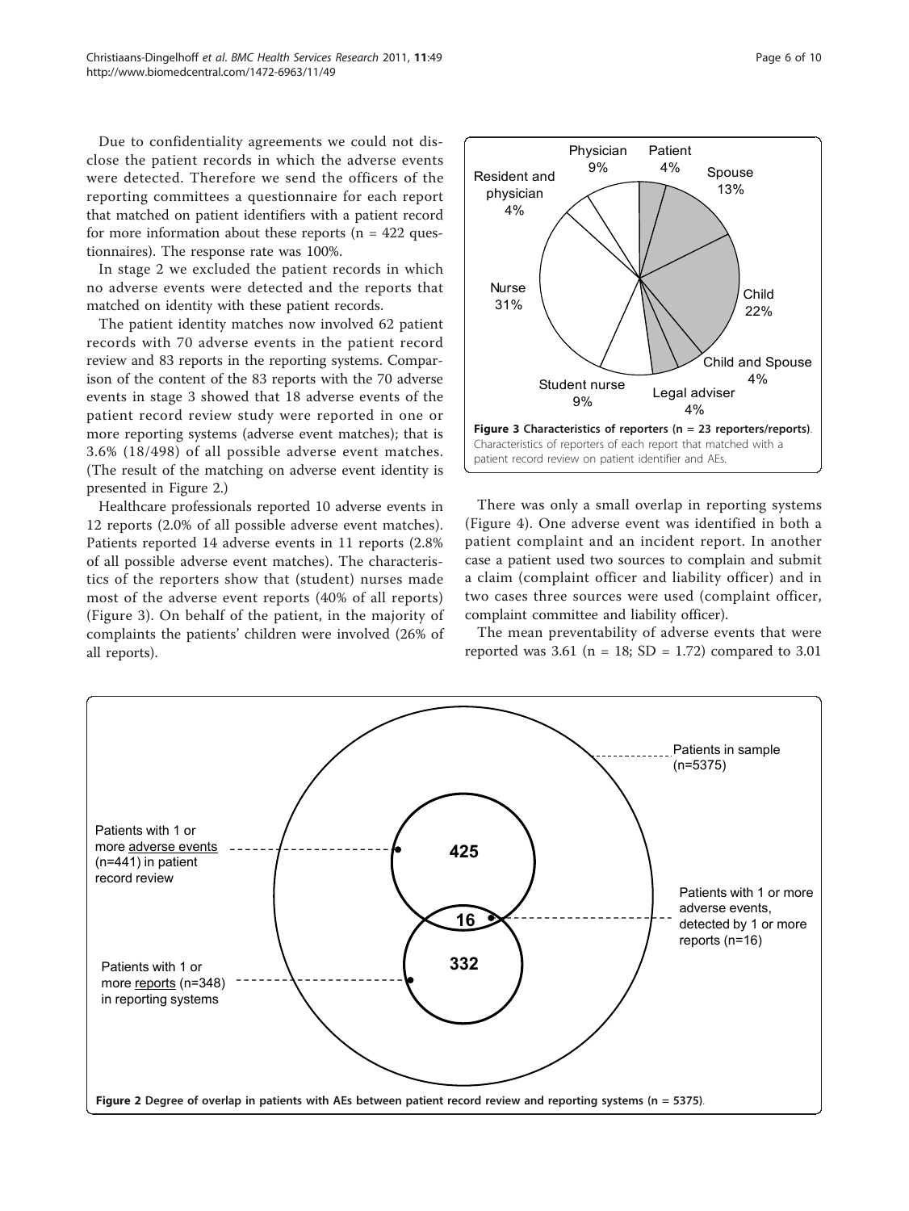Due to confidentiality agreements we could not disclose the patient records in which the adverse events were detected. Therefore we send the officers of the reporting committees a questionnaire for each report that matched on patient identifiers with a patient record for more information about these reports (n = 422 questionnaires). The response rate was 100%.

In stage 2 we excluded the patient records in which no adverse events were detected and the reports that matched on identity with these patient records.

The patient identity matches now involved 62 patient records with 70 adverse events in the patient record review and 83 reports in the reporting systems. Comparison of the content of the 83 reports with the 70 adverse events in stage 3 showed that 18 adverse events of the patient record review study were reported in one or more reporting systems (adverse event matches); that is 3.6% (18/498) of all possible adverse event matches. (The result of the matching on adverse event identity is presented in Figure 2.)

Healthcare professionals reported 10 adverse events in 12 reports (2.0% of all possible adverse event matches). Patients reported 14 adverse events in 11 reports (2.8% of all possible adverse event matches). The characteristics of the reporters show that (student) nurses made most of the adverse event reports (40% of all reports) (Figure 3). On behalf of the patient, in the majority of complaints the patients' children were involved (26% of all reports).

**Figure 3 Characteristics of reporters (n = 23 reporters/reports)**. Characteristics of reporters of each report that matched with a patient record review on patient identifier and AEs.

There was only a small overlap in reporting systems (Figure 4). One adverse event was identified in both a patient complaint and an incident report. In another case a patient used two sources to complain and submit a claim (complaint officer and liability officer) and in two cases three sources were used (complaint officer, complaint committee and liability officer).

The mean preventability of adverse events that were reported was 3.61 (n = 18; SD = 1.72) compared to 3.01

**Figure 2 Degree of overlap in patients with AEs between patient record review and reporting systems (n = 5375)**.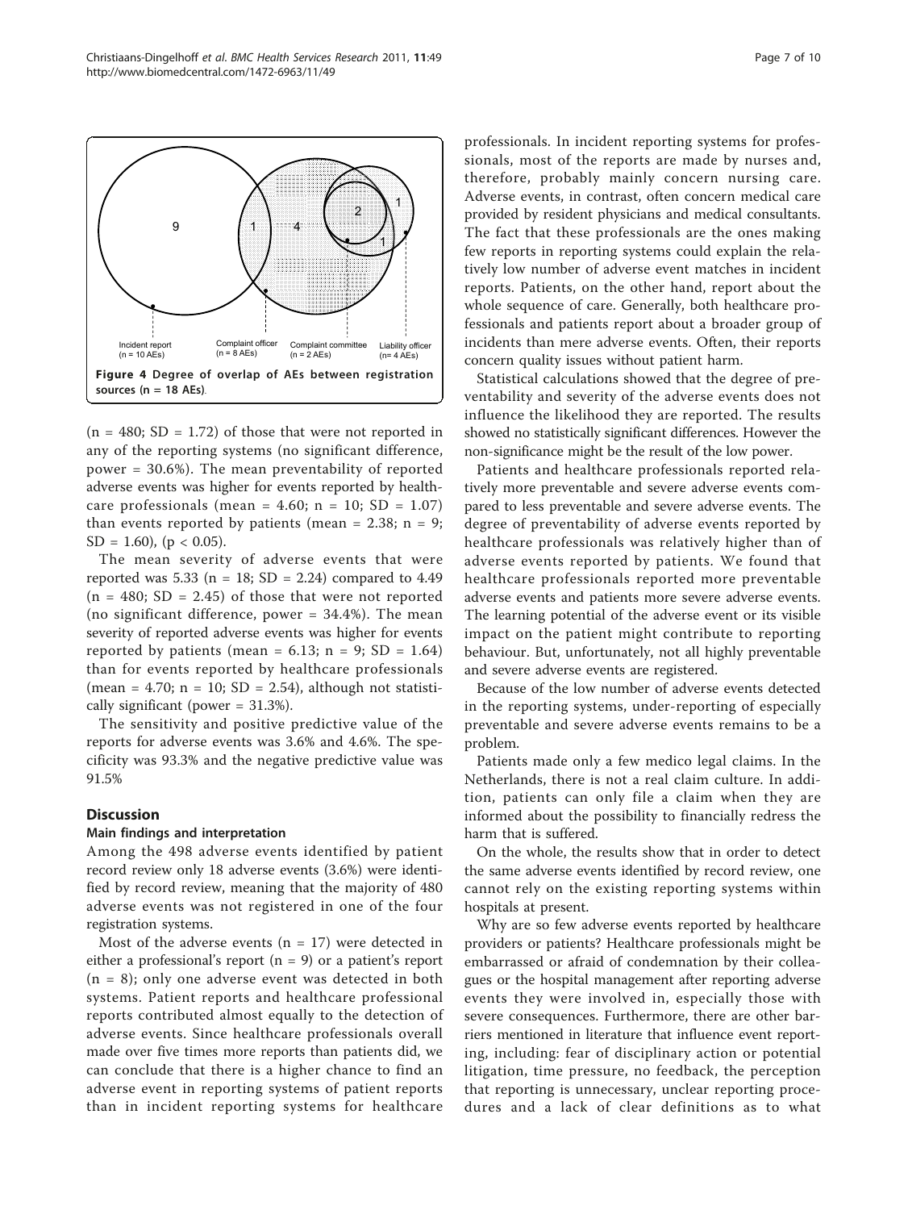Incident report (n = 10 AEs)

Complaint officer (n = 8 AEs)

Complaint committee (n = 2 AEs)

Liability officer (n= 4 AEs)

**Figure 4 Degree of overlap of AEs between registration sources (n = 18 AEs)**.

(n = 480; SD = 1.72) of those that were not reported in any of the reporting systems (no significant difference, power = 30.6%). The mean preventability of reported adverse events was higher for events reported by healthcare professionals (mean = 4.60; n = 10; SD = 1.07) than events reported by patients (mean = 2.38; n = 9; SD = 1.60), ($p < 0.05$).

The mean severity of adverse events that were reported was 5.33 (n = 18; SD = 2.24) compared to 4.49 (n = 480; SD = 2.45) of those that were not reported (no significant difference, power = 34.4%). The mean severity of reported adverse events was higher for events reported by patients (mean = 6.13; n = 9; SD = 1.64) than for events reported by healthcare professionals (mean = 4.70; n = 10; SD = 2.54), although not statistically significant (power = 31.3%).

The sensitivity and positive predictive value of the reports for adverse events was 3.6% and 4.6%. The specificity was 93.3% and the negative predictive value was 91.5%

## Discussion

### Main findings and interpretation

Among the 498 adverse events identified by patient record review only 18 adverse events (3.6%) were identified by record review, meaning that the majority of 480 adverse events was not registered in one of the four registration systems.

Most of the adverse events (n = 17) were detected in either a professional's report (n = 9) or a patient's report (n = 8); only one adverse event was detected in both systems. Patient reports and healthcare professional reports contributed almost equally to the detection of adverse events. Since healthcare professionals overall made over five times more reports than patients did, we can conclude that there is a higher chance to find an adverse event in reporting systems of patient reports than in incident reporting systems for healthcare professionals. In incident reporting systems for professionals, most of the reports are made by nurses and, therefore, probably mainly concern nursing care. Adverse events, in contrast, often concern medical care provided by resident physicians and medical consultants. The fact that these professionals are the ones making few reports in reporting systems could explain the relatively low number of adverse event matches in incident reports. Patients, on the other hand, report about the whole sequence of care. Generally, both healthcare professionals and patients report about a broader group of incidents than mere adverse events. Often, their reports concern quality issues without patient harm.

Statistical calculations showed that the degree of preventability and severity of the adverse events does not influence the likelihood they are reported. The results showed no statistically significant differences. However the non-significance might be the result of the low power.

Patients and healthcare professionals reported relatively more preventable and severe adverse events compared to less preventable and severe adverse events. The degree of preventability of adverse events reported by healthcare professionals was relatively higher than of adverse events reported by patients. We found that healthcare professionals reported more preventable adverse events and patients more severe adverse events. The learning potential of the adverse event or its visible impact on the patient might contribute to reporting behaviour. But, unfortunately, not all highly preventable and severe adverse events are registered.

Because of the low number of adverse events detected in the reporting systems, under-reporting of especially preventable and severe adverse events remains to be a problem.

Patients made only a few medico legal claims. In the Netherlands, there is not a real claim culture. In addition, patients can only file a claim when they are informed about the possibility to financially redress the harm that is suffered.

On the whole, the results show that in order to detect the same adverse events identified by record review, one cannot rely on the existing reporting systems within hospitals at present.

Why are so few adverse events reported by healthcare providers or patients? Healthcare professionals might be embarrassed or afraid of condemnation by their colleagues or the hospital management after reporting adverse events they were involved in, especially those with severe consequences. Furthermore, there are other barriers mentioned in literature that influence event reporting, including: fear of disciplinary action or potential litigation, time pressure, no feedback, the perception that reporting is unnecessary, unclear reporting procedures and a lack of clear definitions as to what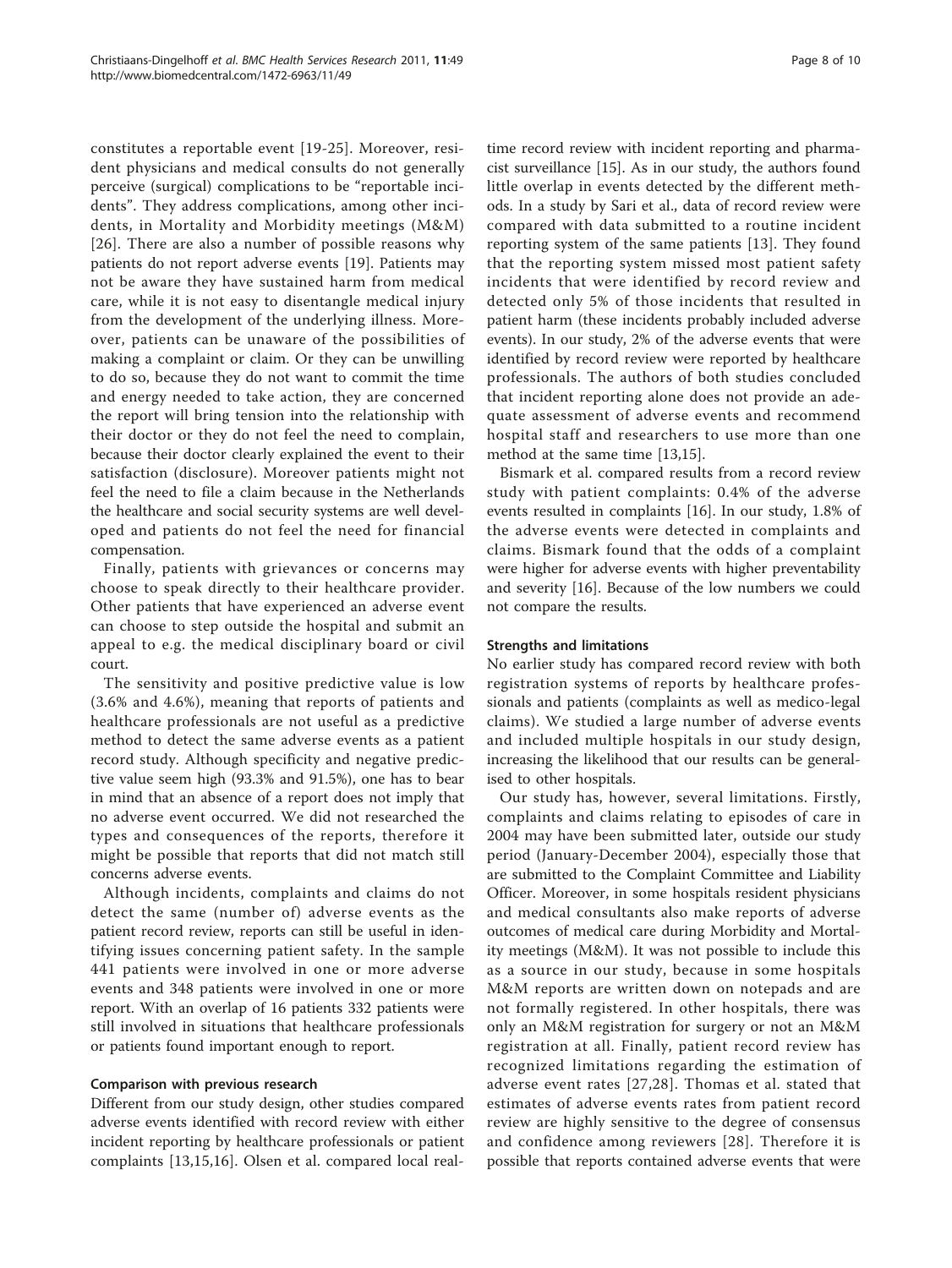constitutes a reportable event [19-25]. Moreover, resident physicians and medical consults do not generally perceive (surgical) complications to be "reportable incidents". They address complications, among other incidents, in Mortality and Morbidity meetings (M&M) [26]. There are also a number of possible reasons why patients do not report adverse events [19]. Patients may not be aware they have sustained harm from medical care, while it is not easy to disentangle medical injury from the development of the underlying illness. Moreover, patients can be unaware of the possibilities of making a complaint or claim. Or they can be unwilling to do so, because they do not want to commit the time and energy needed to take action, they are concerned the report will bring tension into the relationship with their doctor or they do not feel the need to complain, because their doctor clearly explained the event to their satisfaction (disclosure). Moreover patients might not feel the need to file a claim because in the Netherlands the healthcare and social security systems are well developed and patients do not feel the need for financial compensation.

Finally, patients with grievances or concerns may choose to speak directly to their healthcare provider. Other patients that have experienced an adverse event can choose to step outside the hospital and submit an appeal to e.g. the medical disciplinary board or civil court.

The sensitivity and positive predictive value is low (3.6% and 4.6%), meaning that reports of patients and healthcare professionals are not useful as a predictive method to detect the same adverse events as a patient record study. Although specificity and negative predictive value seem high (93.3% and 91.5%), one has to bear in mind that an absence of a report does not imply that no adverse event occurred. We did not researched the types and consequences of the reports, therefore it might be possible that reports that did not match still concerns adverse events.

Although incidents, complaints and claims do not detect the same (number of) adverse events as the patient record review, reports can still be useful in identifying issues concerning patient safety. In the sample 441 patients were involved in one or more adverse events and 348 patients were involved in one or more report. With an overlap of 16 patients 332 patients were still involved in situations that healthcare professionals or patients found important enough to report.

### Comparison with previous research

Different from our study design, other studies compared adverse events identified with record review with either incident reporting by healthcare professionals or patient complaints [13,15,16]. Olsen et al. compared local real-time record review with incident reporting and pharmacist surveillance [15]. As in our study, the authors found little overlap in events detected by the different methods. In a study by Sari et al., data of record review were compared with data submitted to a routine incident reporting system of the same patients [13]. They found that the reporting system missed most patient safety incidents that were identified by record review and detected only 5% of those incidents that resulted in patient harm (these incidents probably included adverse events). In our study, 2% of the adverse events that were identified by record review were reported by healthcare professionals. The authors of both studies concluded that incident reporting alone does not provide an adequate assessment of adverse events and recommend hospital staff and researchers to use more than one method at the same time [13,15].

Bismark et al. compared results from a record review study with patient complaints: 0.4% of the adverse events resulted in complaints [16]. In our study, 1.8% of the adverse events were detected in complaints and claims. Bismark found that the odds of a complaint were higher for adverse events with higher preventability and severity [16]. Because of the low numbers we could not compare the results.

### Strengths and limitations

No earlier study has compared record review with both registration systems of reports by healthcare professionals and patients (complaints as well as medico-legal claims). We studied a large number of adverse events and included multiple hospitals in our study design, increasing the likelihood that our results can be generalised to other hospitals.

Our study has, however, several limitations. Firstly, complaints and claims relating to episodes of care in 2004 may have been submitted later, outside our study period (January-December 2004), especially those that are submitted to the Complaint Committee and Liability Officer. Moreover, in some hospitals resident physicians and medical consultants also make reports of adverse outcomes of medical care during Morbidity and Mortality meetings (M&M). It was not possible to include this as a source in our study, because in some hospitals M&M reports are written down on notepads and are not formally registered. In other hospitals, there was only an M&M registration for surgery or not an M&M registration at all. Finally, patient record review has recognized limitations regarding the estimation of adverse event rates [27,28]. Thomas et al. stated that estimates of adverse events rates from patient record review are highly sensitive to the degree of consensus and confidence among reviewers [28]. Therefore it is possible that reports contained adverse events that were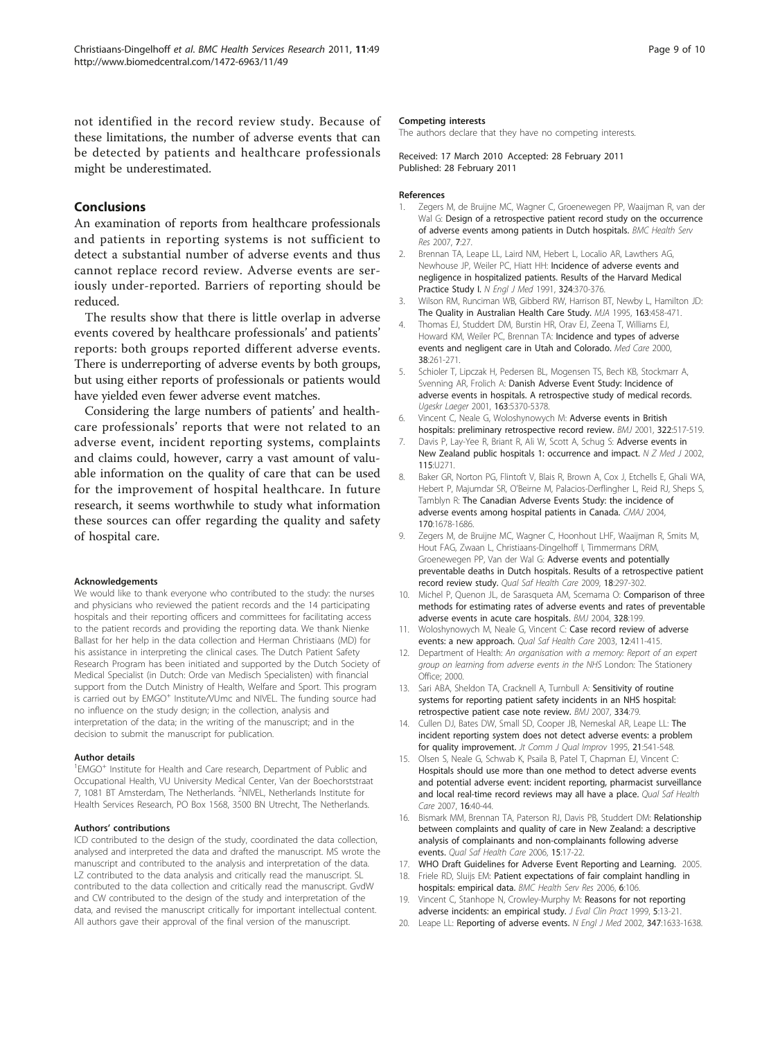not identified in the record review study. Because of these limitations, the number of adverse events that can be detected by patients and healthcare professionals might be underestimated.

## Conclusions

An examination of reports from healthcare professionals and patients in reporting systems is not sufficient to detect a substantial number of adverse events and thus cannot replace record review. Adverse events are seriously under-reported. Barriers of reporting should be reduced.

The results show that there is little overlap in adverse events covered by healthcare professionals' and patients' reports: both groups reported different adverse events. There is underreporting of adverse events by both groups, but using either reports of professionals or patients would have yielded even fewer adverse event matches.

Considering the large numbers of patients' and healthcare professionals' reports that were not related to an adverse event, incident reporting systems, complaints and claims could, however, carry a vast amount of valuable information on the quality of care that can be used for the improvement of hospital healthcare. In future research, it seems worthwhile to study what information these sources can offer regarding the quality and safety of hospital care.

#### Acknowledgements

We would like to thank everyone who contributed to the study: the nurses and physicians who reviewed the patient records and the 14 participating hospitals and their reporting officers and committees for facilitating access to the patient records and providing the reporting data. We thank Nienke Ballast for her help in the data collection and Herman Christiaans (MD) for his assistance in interpreting the clinical cases. The Dutch Patient Safety Research Program has been initiated and supported by the Dutch Society of Medical Specialist (in Dutch: Orde van Medisch Specialisten) with financial support from the Dutch Ministry of Health, Welfare and Sport. This program is carried out by EMGO+ Institute/VUmc and NIVEL. The funding source had no influence on the study design; in the collection, analysis and interpretation of the data; in the writing of the manuscript; and in the decision to submit the manuscript for publication.

#### Author details

[1]EMGO+ Institute for Health and Care research, Department of Public and Occupational Health, VU University Medical Center, Van der Boechorststraat 7, 1081 BT Amsterdam, The Netherlands. [2]NIVEL, Netherlands Institute for Health Services Research, PO Box 1568, 3500 BN Utrecht, The Netherlands.

#### Authors' contributions

ICD contributed to the design of the study, coordinated the data collection, analysed and interpreted the data and drafted the manuscript. MS wrote the manuscript and contributed to the analysis and interpretation of the data. LZ contributed to the data analysis and critically read the manuscript. SL contributed to the data collection and critically read the manuscript. GvdW and CW contributed to the design of the study and interpretation of the data, and revised the manuscript critically for important intellectual content. All authors gave their approval of the final version of the manuscript.

#### Competing interests

The authors declare that they have no competing interests.

Received: 17 March 2010 Accepted: 28 February 2011
Published: 28 February 2011

#### References

1. Zegers M, de Bruijne MC, Wagner C, Groenewegen PP, Waaijman R, van der Wal G: **Design of a retrospective patient record study on the occurrence of adverse events among patients in Dutch hospitals.** *BMC Health Serv Res* 2007, **7**:27.
2. Brennan TA, Leape LL, Laird NM, Hebert L, Localio AR, Lawthers AG, Newhouse JP, Weiler PC, Hiatt HH: **Incidence of adverse events and negligence in hospitalized patients. Results of the Harvard Medical Practice Study I.** *N Engl J Med* 1991, **324**:370-376.
3. Wilson RM, Runciman WB, Gibberd RW, Harrison BT, Newby L, Hamilton JD: **The Quality in Australian Health Care Study.** *MJA* 1995, **163**:458-471.
4. Thomas EJ, Studdert DM, Burstin HR, Orav EJ, Zeena T, Williams EJ, Howard KM, Weiler PC, Brennan TA: **Incidence and types of adverse events and negligent care in Utah and Colorado.** *Med Care* 2000, **38**:261-271.
5. Schioler T, Lipczak H, Pedersen BL, Mogensen TS, Bech KB, Stockmarr A, Svenning AR, Frolich A: **Danish Adverse Event Study: Incidence of adverse events in hospitals. A retrospective study of medical records.** *Ugeskr Laeger* 2001, **163**:5370-5378.
6. Vincent C, Neale G, Woloshynowych M: **Adverse events in British hospitals: preliminary retrospective record review.** *BMJ* 2001, **322**:517-519.
7. Davis P, Lay-Yee R, Briant R, Ali W, Scott A, Schug S: **Adverse events in New Zealand public hospitals 1: occurrence and impact.** *N Z Med J* 2002, **115**:U271.
8. Baker GR, Norton PG, Flintoft V, Blais R, Brown A, Cox J, Etchells E, Ghali WA, Hebert P, Majumdar SR, O'Beirne M, Palacios-Derflingher L, Reid RJ, Sheps S, Tamblyn R: **The Canadian Adverse Events Study: the incidence of adverse events among hospital patients in Canada.** *CMAJ* 2004, **170**:1678-1686.
9. Zegers M, de Bruijne MC, Wagner C, Hoonhout LHF, Waaijman R, Smits M, Hout FAG, Zwaan L, Christiaans-Dingelhoff I, Timmermans DRM, Groenewegen PP, Van der Wal G: **Adverse events and potentially preventable deaths in Dutch hospitals. Results of a retrospective patient record review study.** *Qual Saf Health Care* 2009, **18**:297-302.
10. Michel P, Quenon JL, de Sarasqueta AM, Scemama O: **Comparison of three methods for estimating rates of adverse events and rates of preventable adverse events in acute care hospitals.** *BMJ* 2004, **328**:199.
11. Woloshynowych M, Neale G, Vincent C: **Case record review of adverse events: a new approach.** *Qual Saf Health Care* 2003, **12**:411-415.
12. Department of Health: *An organisation with a memory: Report of an expert group on learning from adverse events in the NHS* London: The Stationery Office; 2000.
13. Sari ABA, Sheldon TA, Cracknell A, Turnbull A: **Sensitivity of routine systems for reporting patient safety incidents in an NHS hospital: retrospective patient case note review.** *BMJ* 2007, **334**:79.
14. Cullen DJ, Bates DW, Small SD, Cooper JB, Nemeskal AR, Leape LL: **The incident reporting system does not detect adverse events: a problem for quality improvement.** *Jt Comm J Qual Improv* 1995, **21**:541-548.
15. Olsen S, Neale G, Schwab K, Psaila B, Patel T, Chapman EJ, Vincent C: **Hospitals should use more than one method to detect adverse events and potential adverse event: incident reporting, pharmacist surveillance and local real-time record reviews may all have a place.** *Qual Saf Health Care* 2007, **16**:40-44.
16. Bismark MM, Brennan TA, Paterson RJ, Davis PB, Studdert DM: **Relationship between complaints and quality of care in New Zealand: a descriptive analysis of complainants and non-complainants following adverse events.** *Qual Saf Health Care* 2006, **15**:17-22.
17. **WHO Draft Guidelines for Adverse Event Reporting and Learning.** 2005.
18. Friele RD, Sluijs EM: **Patient expectations of fair complaint handling in hospitals: empirical data.** *BMC Health Serv Res* 2006, **6**:106.
19. Vincent C, Stanhope N, Crowley-Murphy M: **Reasons for not reporting adverse incidents: an empirical study.** *J Eval Clin Pract* 1999, **5**:13-21.
20. Leape LL: **Reporting of adverse events.** *N Engl J Med* 2002, **347**:1633-1638.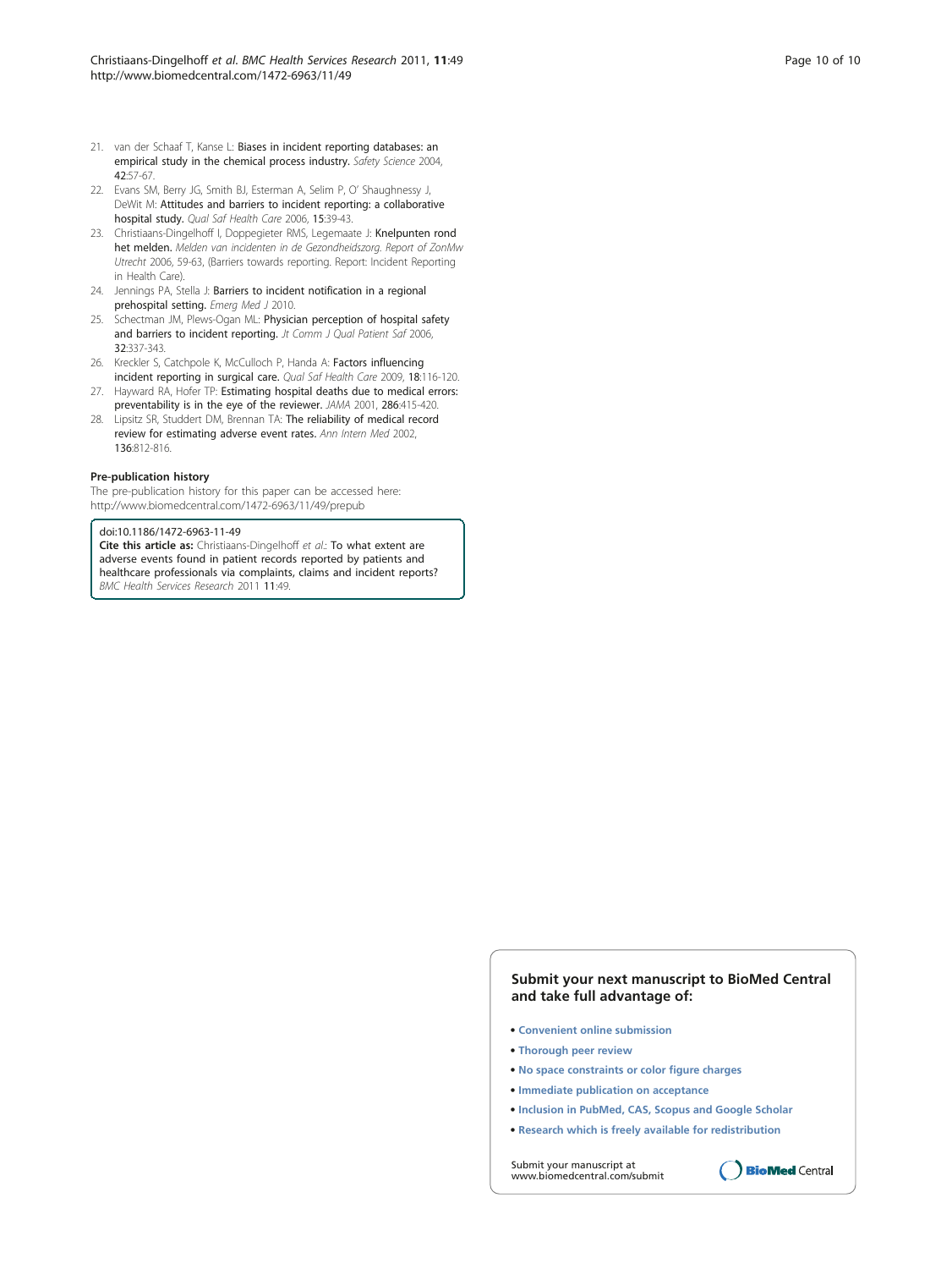21. van der Schaaf T, Kanse L: **Biases in incident reporting databases: an empirical study in the chemical process industry.** *Safety Science* 2004, **42**:57-67.
22. Evans SM, Berry JG, Smith BJ, Esterman A, Selim P, O' Shaughnessy J, DeWit M: **Attitudes and barriers to incident reporting: a collaborative hospital study.** *Qual Saf Health Care* 2006, **15**:39-43.
23. Christiaans-Dingelhoff I, Doppegieter RMS, Legemaate J: **Knelpunten rond het melden.** *Melden van incidenten in de Gezondheidszorg. Report of ZonMw Utrecht* 2006, 59-63, (Barriers towards reporting. Report: Incident Reporting in Health Care).
24. Jennings PA, Stella J: **Barriers to incident notification in a regional prehospital setting.** *Emerg Med J* 2010.
25. Schectman JM, Plews-Ogan ML: **Physician perception of hospital safety and barriers to incident reporting.** *Jt Comm J Qual Patient Saf* 2006, **32**:337-343.
26. Kreckler S, Catchpole K, McCulloch P, Handa A: **Factors influencing incident reporting in surgical care.** *Qual Saf Health Care* 2009, **18**:116-120.
27. Hayward RA, Hofer TP: **Estimating hospital deaths due to medical errors: preventability is in the eye of the reviewer.** *JAMA* 2001, **286**:415-420.
28. Lipsitz SR, Studdert DM, Brennan TA: **The reliability of medical record review for estimating adverse event rates.** *Ann Intern Med* 2002, **136**:812-816.

**Pre-publication history**

The pre-publication history for this paper can be accessed here:
http://www.biomedcentral.com/1472-6963/11/49/prepub

doi:10.1186/1472-6963-11-49

**Cite this article as:** Christiaans-Dingelhoff *et al.*: To what extent are adverse events found in patient records reported by patients and healthcare professionals via complaints, claims and incident reports? *BMC Health Services Research* 2011 **11**:49.

**Submit your next manuscript to BioMed Central and take full advantage of:**

- Convenient online submission
- Thorough peer review
- No space constraints or color figure charges
- Immediate publication on acceptance
- Inclusion in PubMed, CAS, Scopus and Google Scholar
- Research which is freely available for redistribution

Submit your manuscript at
www.biomedcentral.com/submit

BioMed Central